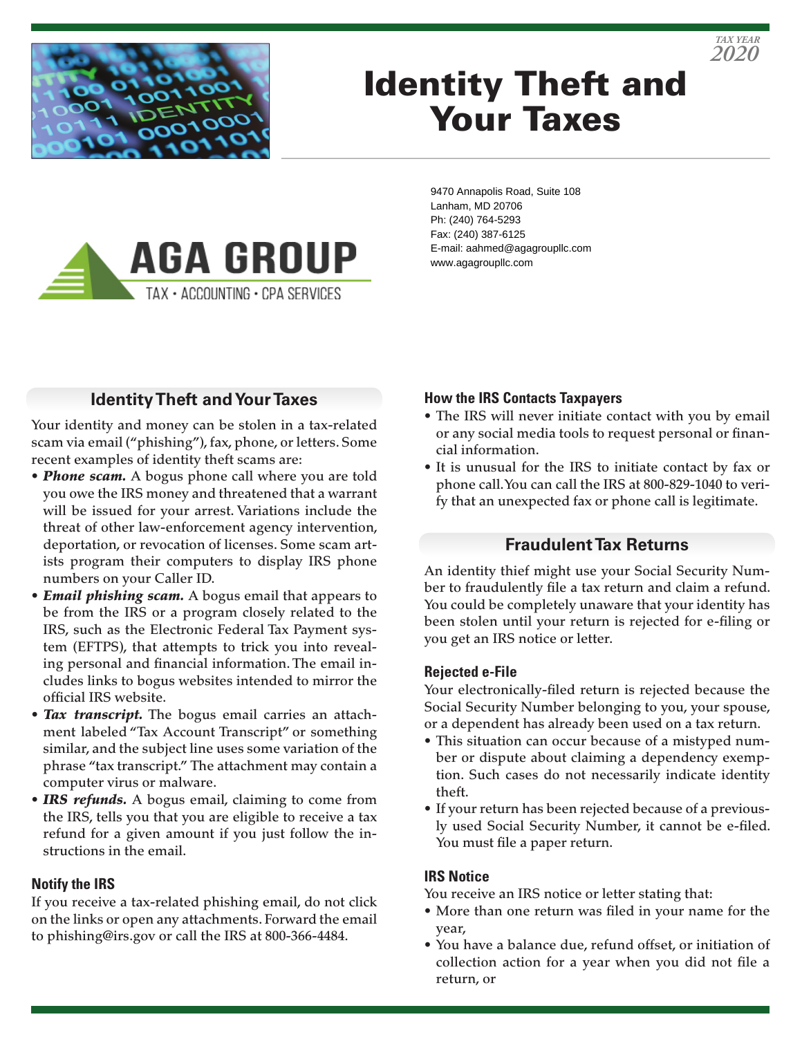TAX YEAR 2020

# Identity Theft and Your Taxes

**AGA GROUP**
TAX • ACCOUNTING • CPA SERVICES

9470 Annapolis Road, Suite 108
Lanham, MD 20706
Ph: (240) 764-5293
Fax: (240) 387-6125
E-mail: aahmed@agagroupllc.com
www.agagroupllc.com

## Identity Theft and Your Taxes

Your identity and money can be stolen in a tax-related scam via email ("phishing"), fax, phone, or letters. Some recent examples of identity theft scams are:

- ***Phone scam.*** A bogus phone call where you are told you owe the IRS money and threatened that a warrant will be issued for your arrest. Variations include the threat of other law-enforcement agency intervention, deportation, or revocation of licenses. Some scam artists program their computers to display IRS phone numbers on your Caller ID.
- ***Email phishing scam.*** A bogus email that appears to be from the IRS or a program closely related to the IRS, such as the Electronic Federal Tax Payment system (EFTPS), that attempts to trick you into revealing personal and financial information. The email includes links to bogus websites intended to mirror the official IRS website.
- ***Tax transcript.*** The bogus email carries an attachment labeled "Tax Account Transcript" or something similar, and the subject line uses some variation of the phrase "tax transcript." The attachment may contain a computer virus or malware.
- ***IRS refunds.*** A bogus email, claiming to come from the IRS, tells you that you are eligible to receive a tax refund for a given amount if you just follow the instructions in the email.

### Notify the IRS

If you receive a tax-related phishing email, do not click on the links or open any attachments. Forward the email to phishing@irs.gov or call the IRS at 800-366-4484.

### How the IRS Contacts Taxpayers

- The IRS will never initiate contact with you by email or any social media tools to request personal or financial information.
- It is unusual for the IRS to initiate contact by fax or phone call. You can call the IRS at 800-829-1040 to verify that an unexpected fax or phone call is legitimate.

## Fraudulent Tax Returns

An identity thief might use your Social Security Number to fraudulently file a tax return and claim a refund. You could be completely unaware that your identity has been stolen until your return is rejected for e-filing or you get an IRS notice or letter.

### Rejected e-File

Your electronically-filed return is rejected because the Social Security Number belonging to you, your spouse, or a dependent has already been used on a tax return.

- This situation can occur because of a mistyped number or dispute about claiming a dependency exemption. Such cases do not necessarily indicate identity theft.
- If your return has been rejected because of a previously used Social Security Number, it cannot be e-filed. You must file a paper return.

### IRS Notice

You receive an IRS notice or letter stating that:

- More than one return was filed in your name for the year,
- You have a balance due, refund offset, or initiation of collection action for a year when you did not file a return, or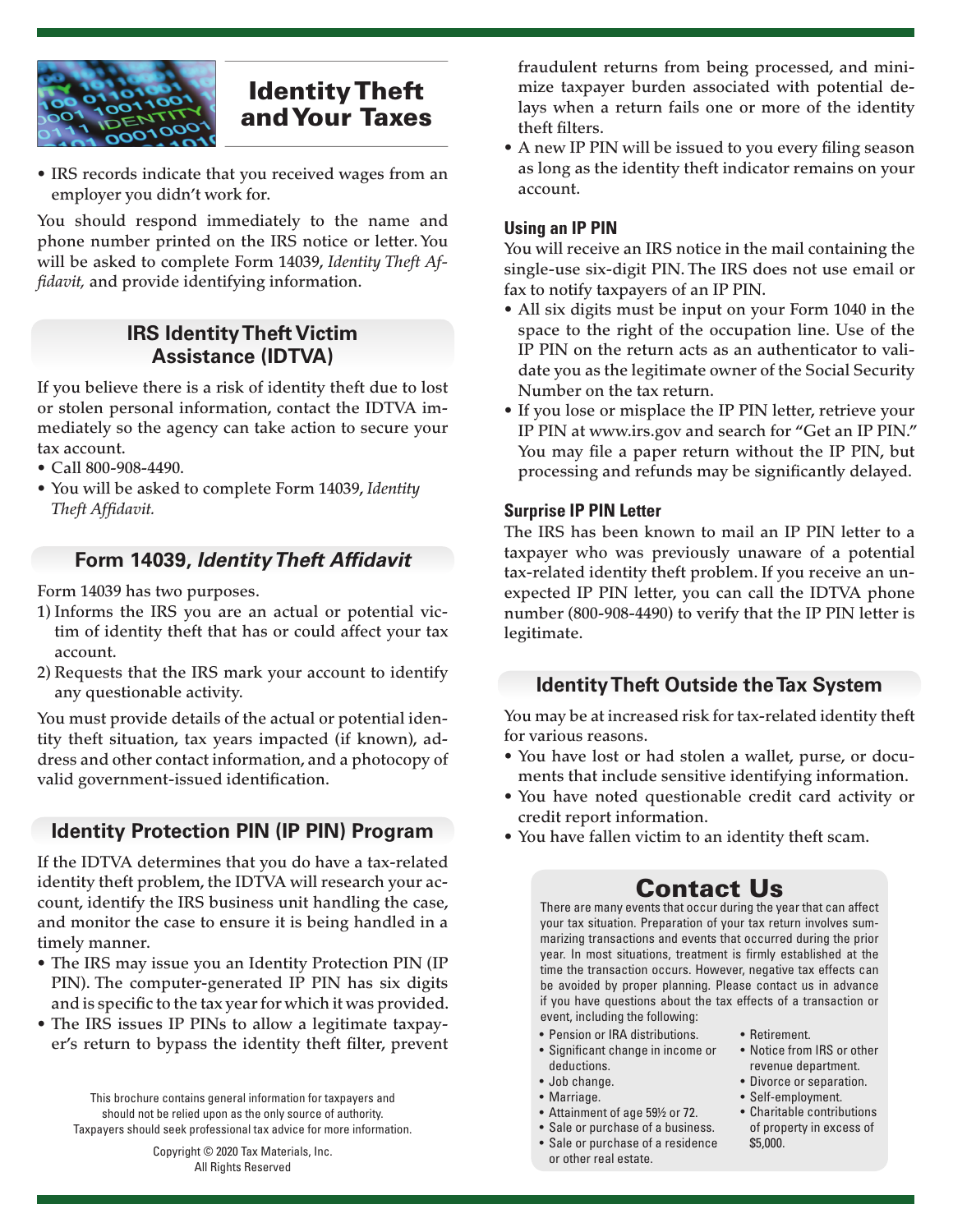# Identity Theft and Your Taxes

- IRS records indicate that you received wages from an employer you didn't work for.

You should respond immediately to the name and phone number printed on the IRS notice or letter. You will be asked to complete Form 14039, *Identity Theft Affidavit,* and provide identifying information.

## IRS Identity Theft Victim Assistance (IDTVA)

If you believe there is a risk of identity theft due to lost or stolen personal information, contact the IDTVA immediately so the agency can take action to secure your tax account.

- Call 800-908-4490.
- You will be asked to complete Form 14039, *Identity Theft Affidavit.*

## Form 14039, *Identity Theft Affidavit*

Form 14039 has two purposes.

1) Informs the IRS you are an actual or potential victim of identity theft that has or could affect your tax account.
2) Requests that the IRS mark your account to identify any questionable activity.

You must provide details of the actual or potential identity theft situation, tax years impacted (if known), address and other contact information, and a photocopy of valid government-issued identification.

## Identity Protection PIN (IP PIN) Program

If the IDTVA determines that you do have a tax-related identity theft problem, the IDTVA will research your account, identify the IRS business unit handling the case, and monitor the case to ensure it is being handled in a timely manner.

- The IRS may issue you an Identity Protection PIN (IP PIN). The computer-generated IP PIN has six digits and is specific to the tax year for which it was provided.
- The IRS issues IP PINs to allow a legitimate taxpayer's return to bypass the identity theft filter, prevent fraudulent returns from being processed, and minimize taxpayer burden associated with potential delays when a return fails one or more of the identity theft filters.
- A new IP PIN will be issued to you every filing season as long as the identity theft indicator remains on your account.

### Using an IP PIN

You will receive an IRS notice in the mail containing the single-use six-digit PIN. The IRS does not use email or fax to notify taxpayers of an IP PIN.

- All six digits must be input on your Form 1040 in the space to the right of the occupation line. Use of the IP PIN on the return acts as an authenticator to validate you as the legitimate owner of the Social Security Number on the tax return.
- If you lose or misplace the IP PIN letter, retrieve your IP PIN at www.irs.gov and search for "Get an IP PIN." You may file a paper return without the IP PIN, but processing and refunds may be significantly delayed.

### Surprise IP PIN Letter

The IRS has been known to mail an IP PIN letter to a taxpayer who was previously unaware of a potential tax-related identity theft problem. If you receive an unexpected IP PIN letter, you can call the IDTVA phone number (800-908-4490) to verify that the IP PIN letter is legitimate.

## Identity Theft Outside the Tax System

You may be at increased risk for tax-related identity theft for various reasons.

- You have lost or had stolen a wallet, purse, or documents that include sensitive identifying information.
- You have noted questionable credit card activity or credit report information.
- You have fallen victim to an identity theft scam.

## Contact Us

There are many events that occur during the year that can affect your tax situation. Preparation of your tax return involves summarizing transactions and events that occurred during the prior year. In most situations, treatment is firmly established at the time the transaction occurs. However, negative tax effects can be avoided by proper planning. Please contact us in advance if you have questions about the tax effects of a transaction or event, including the following:

- Pension or IRA distributions.
- Significant change in income or deductions.
- Job change.
- Marriage.
- Attainment of age 59½ or 72.
- Sale or purchase of a business.
- Sale or purchase of a residence or other real estate.
- Retirement.
- Notice from IRS or other revenue department.
- Divorce or separation.
- Self-employment.
- Charitable contributions of property in excess of $5,000.

This brochure contains general information for taxpayers and should not be relied upon as the only source of authority. Taxpayers should seek professional tax advice for more information.

Copyright © 2020 Tax Materials, Inc.
All Rights Reserved